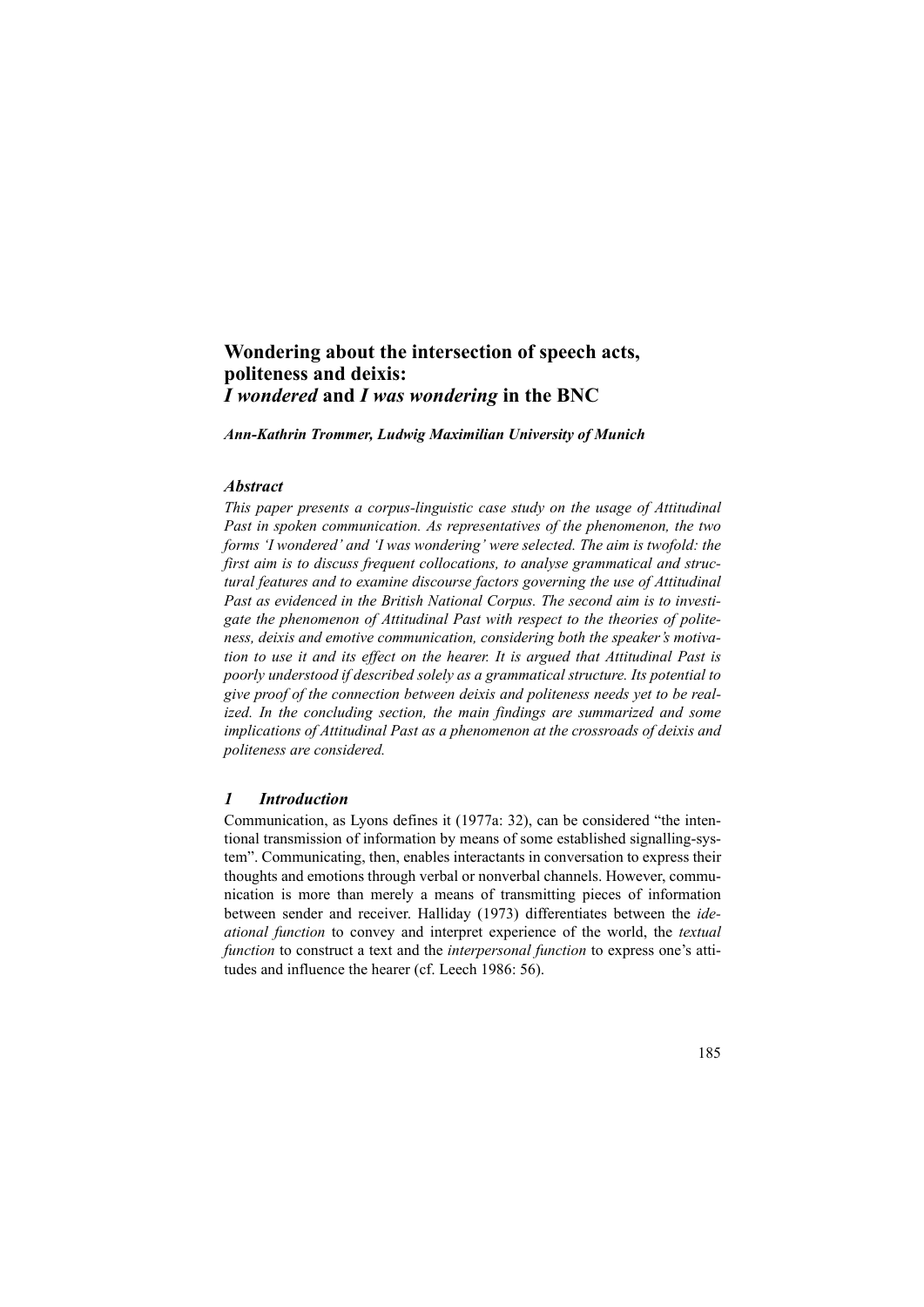# Wondering about the intersection of speech acts, politeness and deixis: *I wondered* and *I was wondering* in the BNC

***Ann-Kathrin Trommer, Ludwig Maximilian University of Munich***

### *Abstract*

*This paper presents a corpus-linguistic case study on the usage of Attitudinal Past in spoken communication. As representatives of the phenomenon, the two forms 'I wondered' and 'I was wondering' were selected. The aim is twofold: the first aim is to discuss frequent collocations, to analyse grammatical and structural features and to examine discourse factors governing the use of Attitudinal Past as evidenced in the British National Corpus. The second aim is to investigate the phenomenon of Attitudinal Past with respect to the theories of politeness, deixis and emotive communication, considering both the speaker's motivation to use it and its effect on the hearer. It is argued that Attitudinal Past is poorly understood if described solely as a grammatical structure. Its potential to give proof of the connection between deixis and politeness needs yet to be realized. In the concluding section, the main findings are summarized and some implications of Attitudinal Past as a phenomenon at the crossroads of deixis and politeness are considered.*

## *1 Introduction*

Communication, as Lyons defines it (1977a: 32), can be considered "the intentional transmission of information by means of some established signalling-system". Communicating, then, enables interactants in conversation to express their thoughts and emotions through verbal or nonverbal channels. However, communication is more than merely a means of transmitting pieces of information between sender and receiver. Halliday (1973) differentiates between the *ideational function* to convey and interpret experience of the world, the *textual function* to construct a text and the *interpersonal function* to express one's attitudes and influence the hearer (cf. Leech 1986: 56).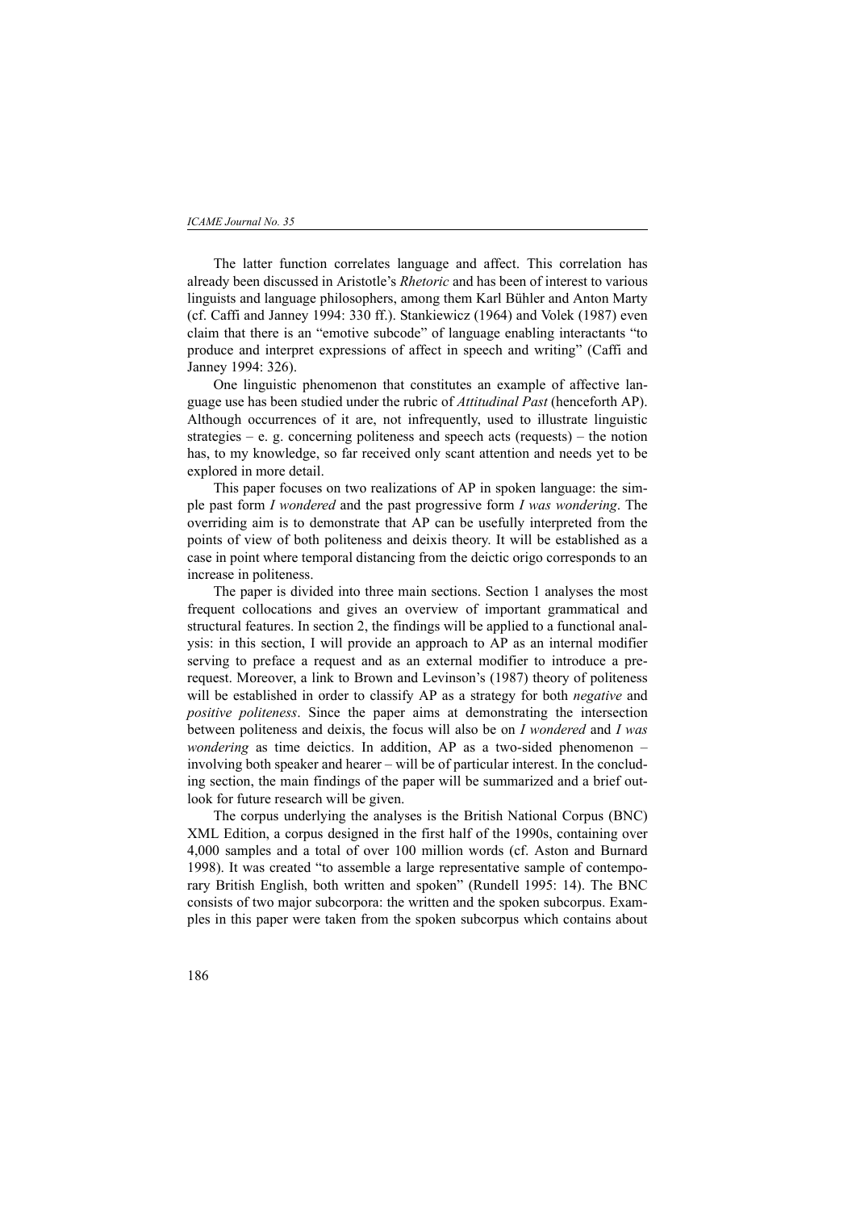The latter function correlates language and affect. This correlation has already been discussed in Aristotle's *Rhetoric* and has been of interest to various linguists and language philosophers, among them Karl Bühler and Anton Marty (cf. Caffi and Janney 1994: 330 ff.). Stankiewicz (1964) and Volek (1987) even claim that there is an "emotive subcode" of language enabling interactants "to produce and interpret expressions of affect in speech and writing" (Caffi and Janney 1994: 326).

One linguistic phenomenon that constitutes an example of affective language use has been studied under the rubric of *Attitudinal Past* (henceforth AP). Although occurrences of it are, not infrequently, used to illustrate linguistic strategies – e. g. concerning politeness and speech acts (requests) – the notion has, to my knowledge, so far received only scant attention and needs yet to be explored in more detail.

This paper focuses on two realizations of AP in spoken language: the simple past form *I wondered* and the past progressive form *I was wondering*. The overriding aim is to demonstrate that AP can be usefully interpreted from the points of view of both politeness and deixis theory. It will be established as a case in point where temporal distancing from the deictic origo corresponds to an increase in politeness.

The paper is divided into three main sections. Section 1 analyses the most frequent collocations and gives an overview of important grammatical and structural features. In section 2, the findings will be applied to a functional analysis: in this section, I will provide an approach to AP as an internal modifier serving to preface a request and as an external modifier to introduce a prerequest. Moreover, a link to Brown and Levinson's (1987) theory of politeness will be established in order to classify AP as a strategy for both *negative* and *positive politeness*. Since the paper aims at demonstrating the intersection between politeness and deixis, the focus will also be on *I wondered* and *I was wondering* as time deictics. In addition, AP as a two-sided phenomenon – involving both speaker and hearer – will be of particular interest. In the concluding section, the main findings of the paper will be summarized and a brief outlook for future research will be given.

The corpus underlying the analyses is the British National Corpus (BNC) XML Edition, a corpus designed in the first half of the 1990s, containing over 4,000 samples and a total of over 100 million words (cf. Aston and Burnard 1998). It was created "to assemble a large representative sample of contemporary British English, both written and spoken" (Rundell 1995: 14). The BNC consists of two major subcorpora: the written and the spoken subcorpus. Examples in this paper were taken from the spoken subcorpus which contains about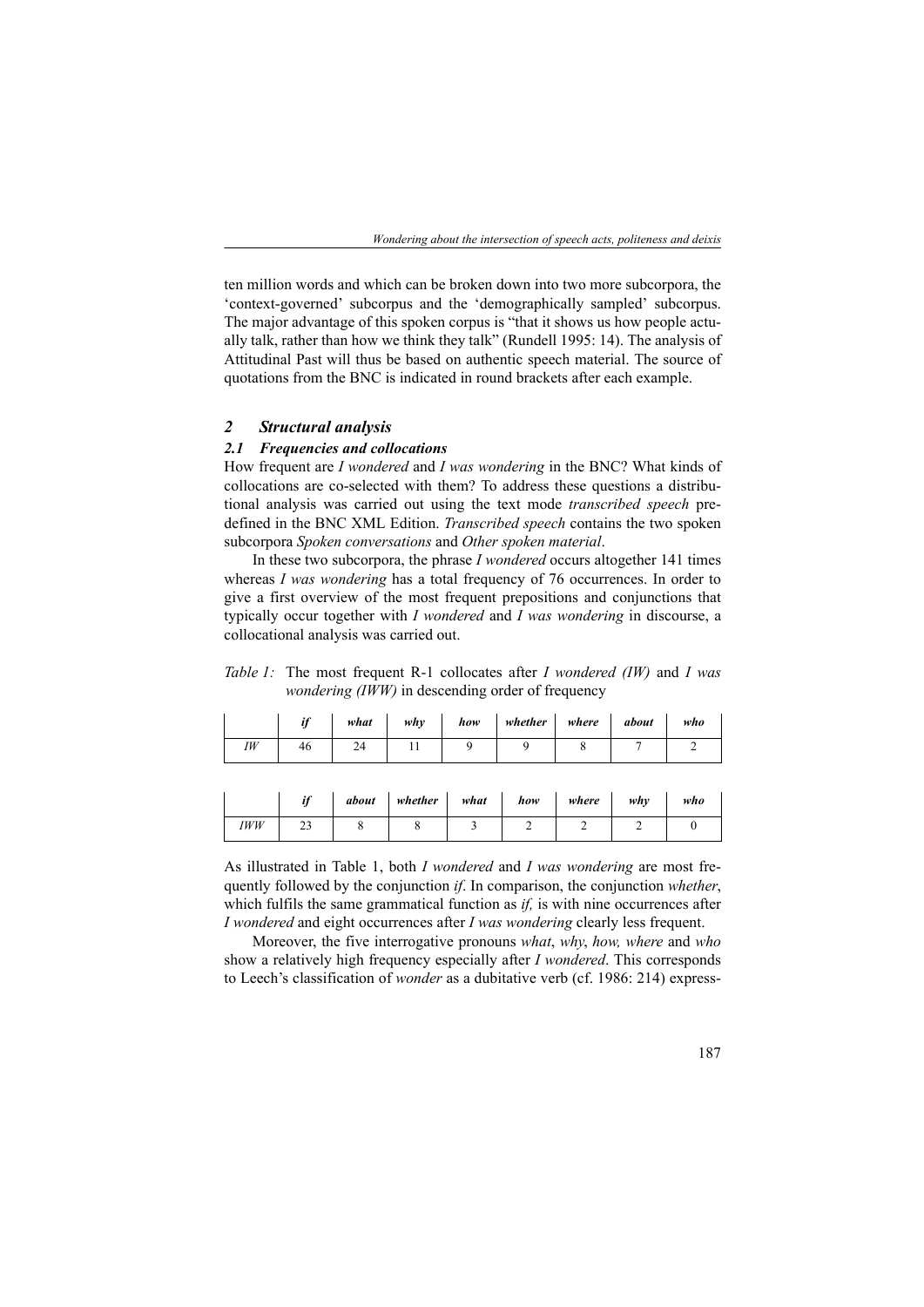ten million words and which can be broken down into two more subcorpora, the 'context-governed' subcorpus and the 'demographically sampled' subcorpus. The major advantage of this spoken corpus is "that it shows us how people actually talk, rather than how we think they talk" (Rundell 1995: 14). The analysis of Attitudinal Past will thus be based on authentic speech material. The source of quotations from the BNC is indicated in round brackets after each example.

## 2 *Structural analysis*

### 2.1 *Frequencies and collocations*

How frequent are *I wondered* and *I was wondering* in the BNC? What kinds of collocations are co-selected with them? To address these questions a distributional analysis was carried out using the text mode *transcribed speech* predefined in the BNC XML Edition. *Transcribed speech* contains the two spoken subcorpora *Spoken conversations* and *Other spoken material*.

In these two subcorpora, the phrase *I wondered* occurs altogether 141 times whereas *I was wondering* has a total frequency of 76 occurrences. In order to give a first overview of the most frequent prepositions and conjunctions that typically occur together with *I wondered* and *I was wondering* in discourse, a collocational analysis was carried out.

*Table 1:* The most frequent R-1 collocates after *I wondered (IW)* and *I was wondering (IWW)* in descending order of frequency

| | ***if*** | ***what*** | ***why*** | ***how*** | ***whether*** | ***where*** | ***about*** | ***who*** |
|---|---|---|---|---|---|---|---|---|
| *IW* | 46 | 24 | 11 | 9 | 9 | 8 | 7 | 2 |

| | ***if*** | ***about*** | ***whether*** | ***what*** | ***how*** | ***where*** | ***why*** | ***who*** |
|---|---|---|---|---|---|---|---|---|
| *IWW* | 23 | 8 | 8 | 3 | 2 | 2 | 2 | 0 |

As illustrated in Table 1, both *I wondered* and *I was wondering* are most frequently followed by the conjunction *if*. In comparison, the conjunction *whether*, which fulfils the same grammatical function as *if,* is with nine occurrences after *I wondered* and eight occurrences after *I was wondering* clearly less frequent.

Moreover, the five interrogative pronouns *what*, *why*, *how, where* and *who* show a relatively high frequency especially after *I wondered*. This corresponds to Leech's classification of *wonder* as a dubitative verb (cf. 1986: 214) express-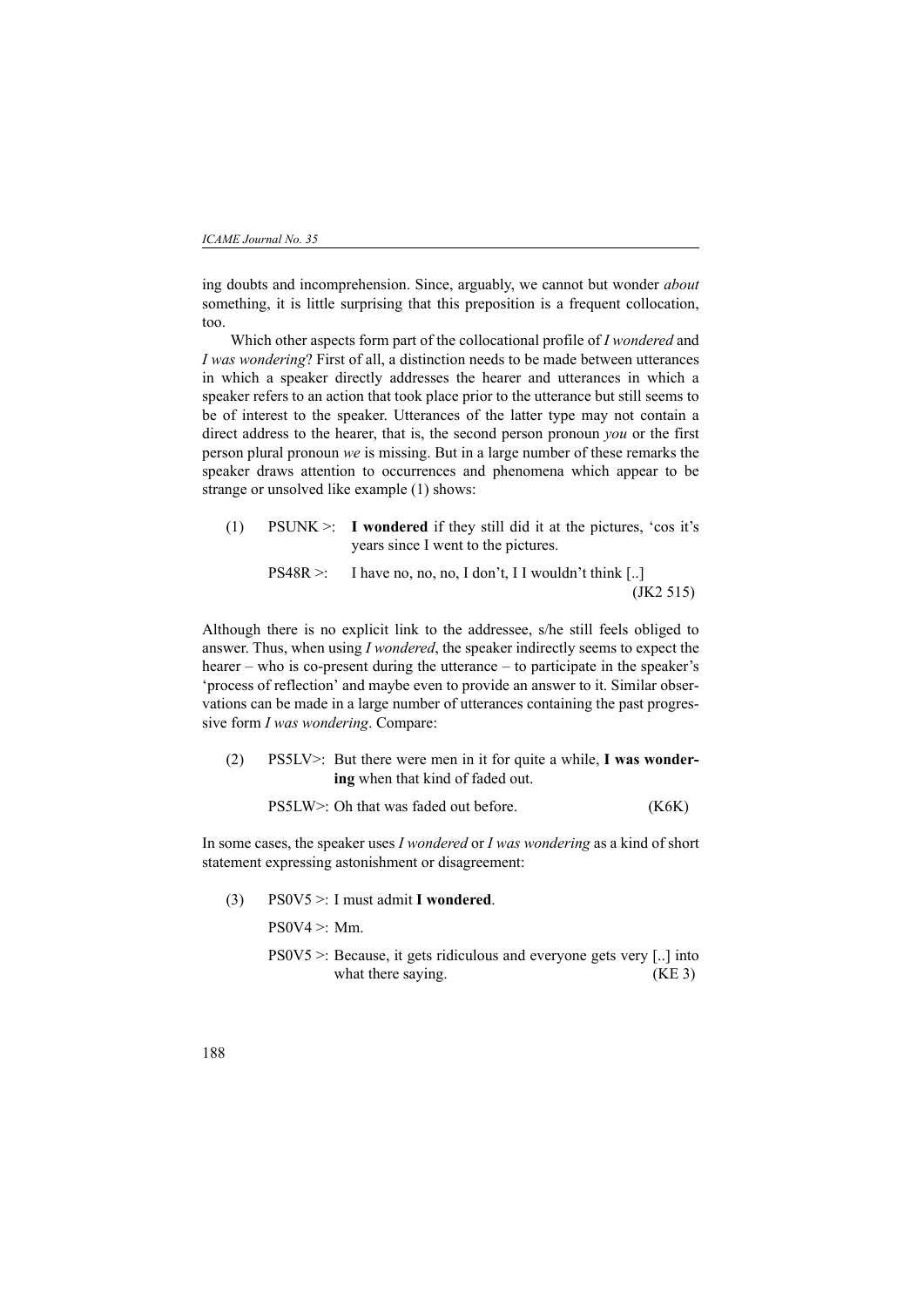ing doubts and incomprehension. Since, arguably, we cannot but wonder *about* something, it is little surprising that this preposition is a frequent collocation, too.

Which other aspects form part of the collocational profile of *I wondered* and *I was wondering*? First of all, a distinction needs to be made between utterances in which a speaker directly addresses the hearer and utterances in which a speaker refers to an action that took place prior to the utterance but still seems to be of interest to the speaker. Utterances of the latter type may not contain a direct address to the hearer, that is, the second person pronoun *you* or the first person plural pronoun *we* is missing. But in a large number of these remarks the speaker draws attention to occurrences and phenomena which appear to be strange or unsolved like example (1) shows:

(1) PSUNK >: **I wondered** if they still did it at the pictures, 'cos it's years since I went to the pictures.

PS48R >: I have no, no, no, I don't, I I wouldn't think [..] (JK2 515)

Although there is no explicit link to the addressee, s/he still feels obliged to answer. Thus, when using *I wondered*, the speaker indirectly seems to expect the hearer – who is co-present during the utterance – to participate in the speaker's 'process of reflection' and maybe even to provide an answer to it. Similar observations can be made in a large number of utterances containing the past progressive form *I was wondering*. Compare:

(2) PS5LV>: But there were men in it for quite a while, **I was wondering** when that kind of faded out.

PS5LW>: Oh that was faded out before. (K6K)

In some cases, the speaker uses *I wondered* or *I was wondering* as a kind of short statement expressing astonishment or disagreement:

(3) PS0V5 >: I must admit **I wondered**.

PS0V4 >: Mm.

PS0V5 >: Because, it gets ridiculous and everyone gets very [..] into what there saying. (KE 3)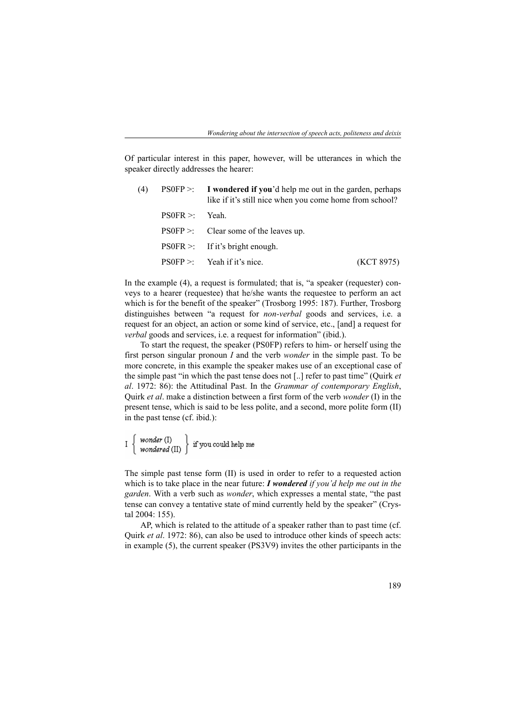Of particular interest in this paper, however, will be utterances in which the speaker directly addresses the hearer:

(4) PS0FP >: **I wondered if you**'d help me out in the garden, perhaps like if it's still nice when you come home from school?

PS0FR >: Yeah.

PS0FP >: Clear some of the leaves up.

PS0FR >: If it's bright enough.

PS0FP >: Yeah if it's nice. (KCT 8975)

In the example (4), a request is formulated; that is, "a speaker (requester) conveys to a hearer (requestee) that he/she wants the requestee to perform an act which is for the benefit of the speaker" (Trosborg 1995: 187). Further, Trosborg distinguishes between "a request for *non-verbal* goods and services, i.e. a request for an object, an action or some kind of service, etc., [and] a request for *verbal* goods and services, i.e. a request for information" (ibid.).

To start the request, the speaker (PS0FP) refers to him- or herself using the first person singular pronoun *I* and the verb *wonder* in the simple past. To be more concrete, in this example the speaker makes use of an exceptional case of the simple past "in which the past tense does not [..] refer to past time" (Quirk *et al*. 1972: 86): the Attitudinal Past. In the *Grammar of contemporary English*, Quirk *et al*. make a distinction between a first form of the verb *wonder* (I) in the present tense, which is said to be less polite, and a second, more polite form (II) in the past tense (cf. ibid.):

I { *wonder* (I) / *wondered* (II) } if you could help me

The simple past tense form (II) is used in order to refer to a requested action which is to take place in the near future: ***I wondered*** *if you'd help me out in the garden*. With a verb such as *wonder*, which expresses a mental state, "the past tense can convey a tentative state of mind currently held by the speaker" (Crystal 2004: 155).

AP, which is related to the attitude of a speaker rather than to past time (cf. Quirk *et al*. 1972: 86), can also be used to introduce other kinds of speech acts: in example (5), the current speaker (PS3V9) invites the other participants in the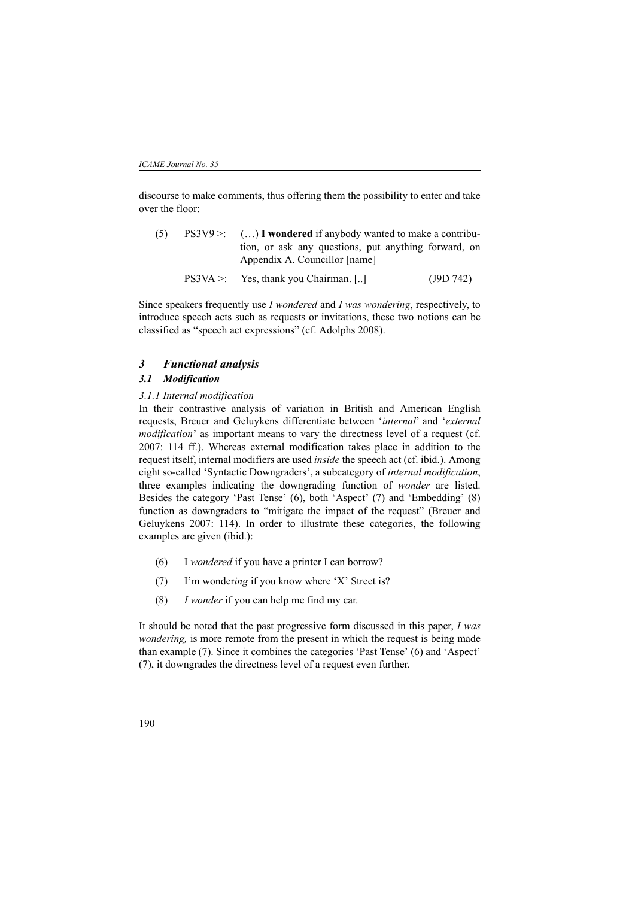discourse to make comments, thus offering them the possibility to enter and take over the floor:

(5) PS3V9 >: (…) **I wondered** if anybody wanted to make a contribution, or ask any questions, put anything forward, on Appendix A. Councillor [name]

PS3VA >: Yes, thank you Chairman. [..] (J9D 742)

Since speakers frequently use *I wondered* and *I was wondering*, respectively, to introduce speech acts such as requests or invitations, these two notions can be classified as "speech act expressions" (cf. Adolphs 2008).

## *3 Functional analysis*

### *3.1 Modification*

#### *3.1.1 Internal modification*

In their contrastive analysis of variation in British and American English requests, Breuer and Geluykens differentiate between '*internal*' and '*external modification*' as important means to vary the directness level of a request (cf. 2007: 114 ff.). Whereas external modification takes place in addition to the request itself, internal modifiers are used *inside* the speech act (cf. ibid.). Among eight so-called 'Syntactic Downgraders', a subcategory of *internal modification*, three examples indicating the downgrading function of *wonder* are listed. Besides the category 'Past Tense' (6), both 'Aspect' (7) and 'Embedding' (8) function as downgraders to "mitigate the impact of the request" (Breuer and Geluykens 2007: 114). In order to illustrate these categories, the following examples are given (ibid.):

(6) I *wondered* if you have a printer I can borrow?

(7) I'm wonder*ing* if you know where 'X' Street is?

(8) *I wonder* if you can help me find my car.

It should be noted that the past progressive form discussed in this paper, *I was wondering,* is more remote from the present in which the request is being made than example (7). Since it combines the categories 'Past Tense' (6) and 'Aspect' (7), it downgrades the directness level of a request even further.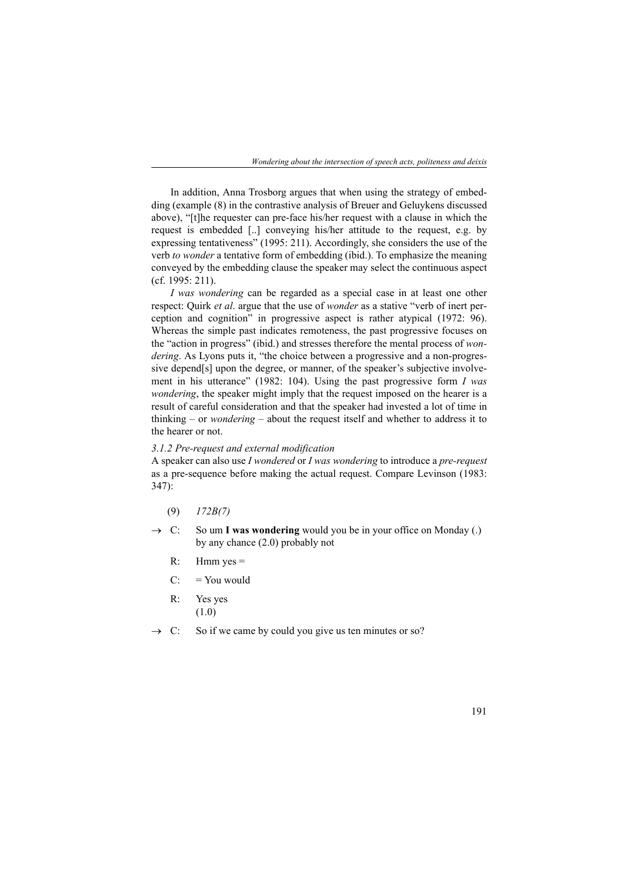In addition, Anna Trosborg argues that when using the strategy of embedding (example (8) in the contrastive analysis of Breuer and Geluykens discussed above), "[t]he requester can pre-face his/her request with a clause in which the request is embedded [..] conveying his/her attitude to the request, e.g. by expressing tentativeness" (1995: 211). Accordingly, she considers the use of the verb *to wonder* a tentative form of embedding (ibid.). To emphasize the meaning conveyed by the embedding clause the speaker may select the continuous aspect (cf. 1995: 211).

*I was wondering* can be regarded as a special case in at least one other respect: Quirk *et al*. argue that the use of *wonder* as a stative "verb of inert perception and cognition" in progressive aspect is rather atypical (1972: 96). Whereas the simple past indicates remoteness, the past progressive focuses on the "action in progress" (ibid.) and stresses therefore the mental process of *wondering*. As Lyons puts it, "the choice between a progressive and a non-progressive depend[s] upon the degree, or manner, of the speaker's subjective involvement in his utterance" (1982: 104). Using the past progressive form *I was wondering*, the speaker might imply that the request imposed on the hearer is a result of careful consideration and that the speaker had invested a lot of time in thinking – or *wondering* – about the request itself and whether to address it to the hearer or not.

*3.1.2 Pre-request and external modification*

A speaker can also use *I wondered* or *I was wondering* to introduce a *pre-request* as a pre-sequence before making the actual request. Compare Levinson (1983: 347):

(9) *172B(7)*

→ C: So um **I was wondering** would you be in your office on Monday (.) by any chance (2.0) probably not

R: Hmm yes =

C: = You would

R: Yes yes  
(1.0)

→ C: So if we came by could you give us ten minutes or so?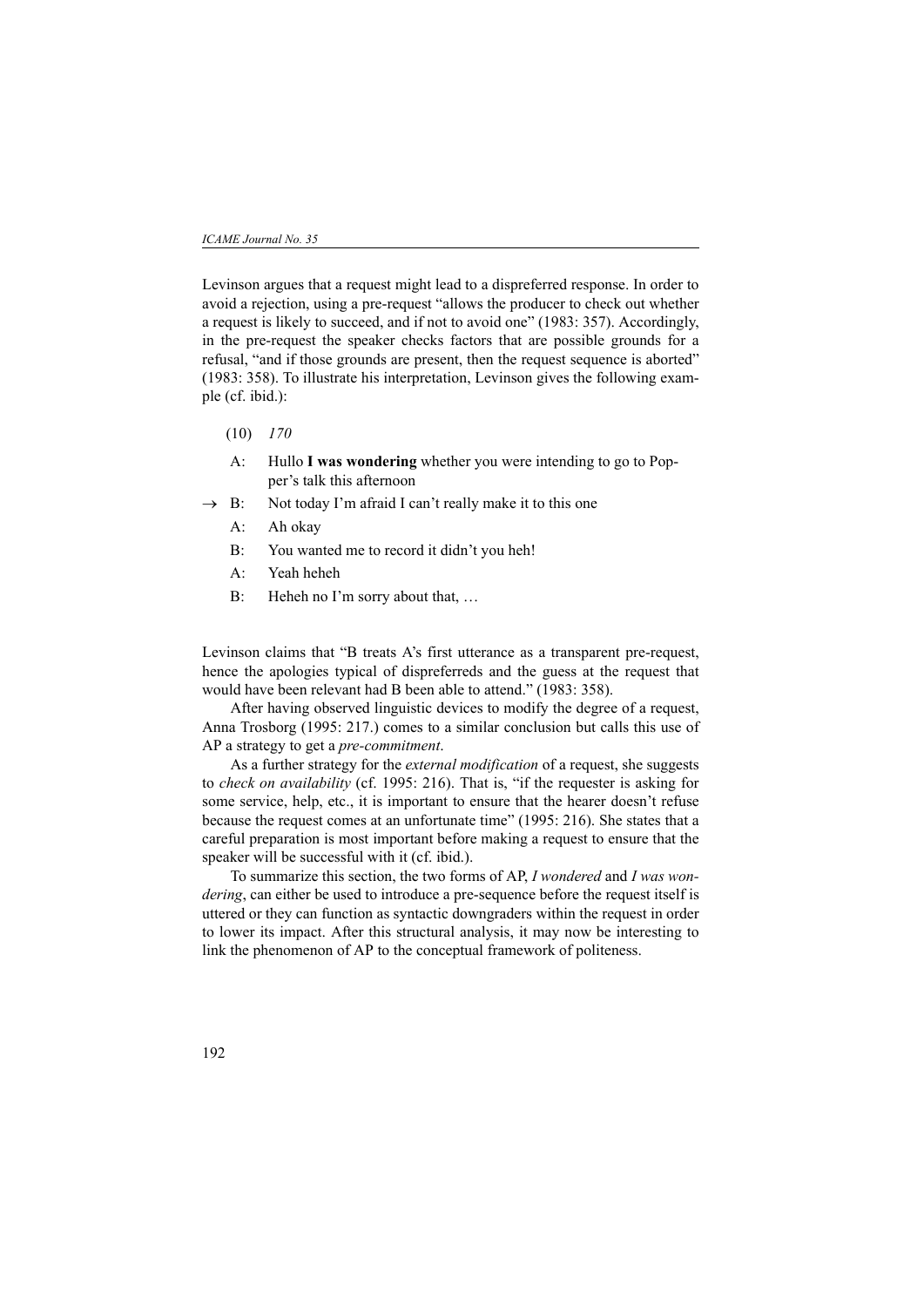Levinson argues that a request might lead to a dispreferred response. In order to avoid a rejection, using a pre-request "allows the producer to check out whether a request is likely to succeed, and if not to avoid one" (1983: 357). Accordingly, in the pre-request the speaker checks factors that are possible grounds for a refusal, "and if those grounds are present, then the request sequence is aborted" (1983: 358). To illustrate his interpretation, Levinson gives the following example (cf. ibid.):

(10) *170*

A: Hullo **I was wondering** whether you were intending to go to Popper's talk this afternoon

→ B: Not today I'm afraid I can't really make it to this one

A: Ah okay

B: You wanted me to record it didn't you heh!

A: Yeah heheh

B: Heheh no I'm sorry about that, …

Levinson claims that "B treats A's first utterance as a transparent pre-request, hence the apologies typical of dispreferreds and the guess at the request that would have been relevant had B been able to attend." (1983: 358).

After having observed linguistic devices to modify the degree of a request, Anna Trosborg (1995: 217.) comes to a similar conclusion but calls this use of AP a strategy to get a *pre-commitment*.

As a further strategy for the *external modification* of a request, she suggests to *check on availability* (cf. 1995: 216). That is, "if the requester is asking for some service, help, etc., it is important to ensure that the hearer doesn't refuse because the request comes at an unfortunate time" (1995: 216). She states that a careful preparation is most important before making a request to ensure that the speaker will be successful with it (cf. ibid.).

To summarize this section, the two forms of AP, *I wondered* and *I was wondering*, can either be used to introduce a pre-sequence before the request itself is uttered or they can function as syntactic downgraders within the request in order to lower its impact. After this structural analysis, it may now be interesting to link the phenomenon of AP to the conceptual framework of politeness.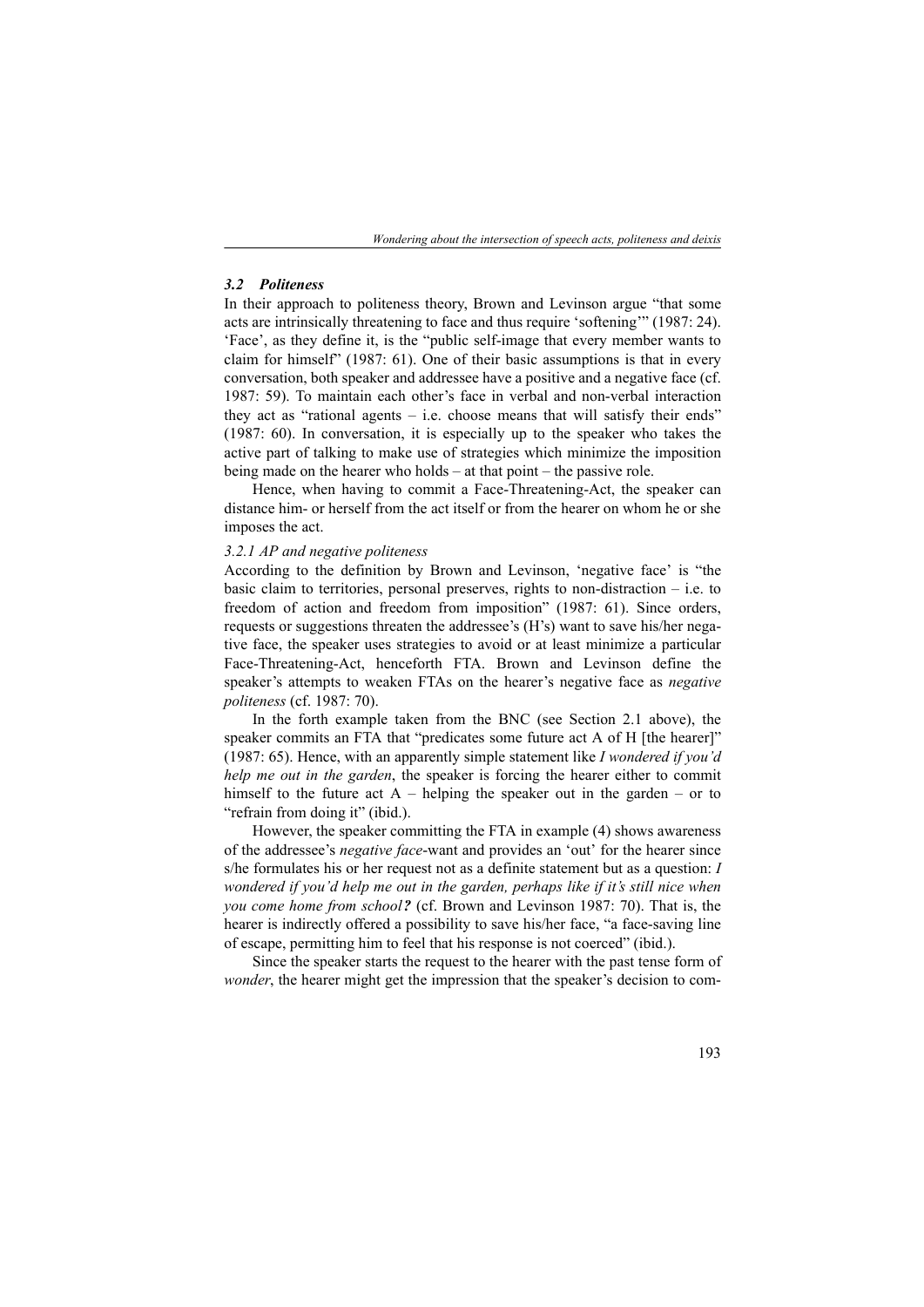### *3.2 Politeness*

In their approach to politeness theory, Brown and Levinson argue "that some acts are intrinsically threatening to face and thus require 'softening'" (1987: 24). 'Face', as they define it, is the "public self-image that every member wants to claim for himself" (1987: 61). One of their basic assumptions is that in every conversation, both speaker and addressee have a positive and a negative face (cf. 1987: 59). To maintain each other's face in verbal and non-verbal interaction they act as "rational agents – i.e. choose means that will satisfy their ends" (1987: 60). In conversation, it is especially up to the speaker who takes the active part of talking to make use of strategies which minimize the imposition being made on the hearer who holds – at that point – the passive role.

Hence, when having to commit a Face-Threatening-Act, the speaker can distance him- or herself from the act itself or from the hearer on whom he or she imposes the act.

#### *3.2.1 AP and negative politeness*

According to the definition by Brown and Levinson, 'negative face' is "the basic claim to territories, personal preserves, rights to non-distraction – i.e. to freedom of action and freedom from imposition" (1987: 61). Since orders, requests or suggestions threaten the addressee's (H's) want to save his/her negative face, the speaker uses strategies to avoid or at least minimize a particular Face-Threatening-Act, henceforth FTA. Brown and Levinson define the speaker's attempts to weaken FTAs on the hearer's negative face as *negative politeness* (cf. 1987: 70).

In the forth example taken from the BNC (see Section 2.1 above), the speaker commits an FTA that "predicates some future act A of H [the hearer]" (1987: 65). Hence, with an apparently simple statement like *I wondered if you'd help me out in the garden*, the speaker is forcing the hearer either to commit himself to the future act A – helping the speaker out in the garden – or to "refrain from doing it" (ibid.).

However, the speaker committing the FTA in example (4) shows awareness of the addressee's *negative face*-want and provides an 'out' for the hearer since s/he formulates his or her request not as a definite statement but as a question: *I wondered if you'd help me out in the garden, perhaps like if it's still nice when you come home from school**?*** (cf. Brown and Levinson 1987: 70). That is, the hearer is indirectly offered a possibility to save his/her face, "a face-saving line of escape, permitting him to feel that his response is not coerced" (ibid.).

Since the speaker starts the request to the hearer with the past tense form of *wonder*, the hearer might get the impression that the speaker's decision to com-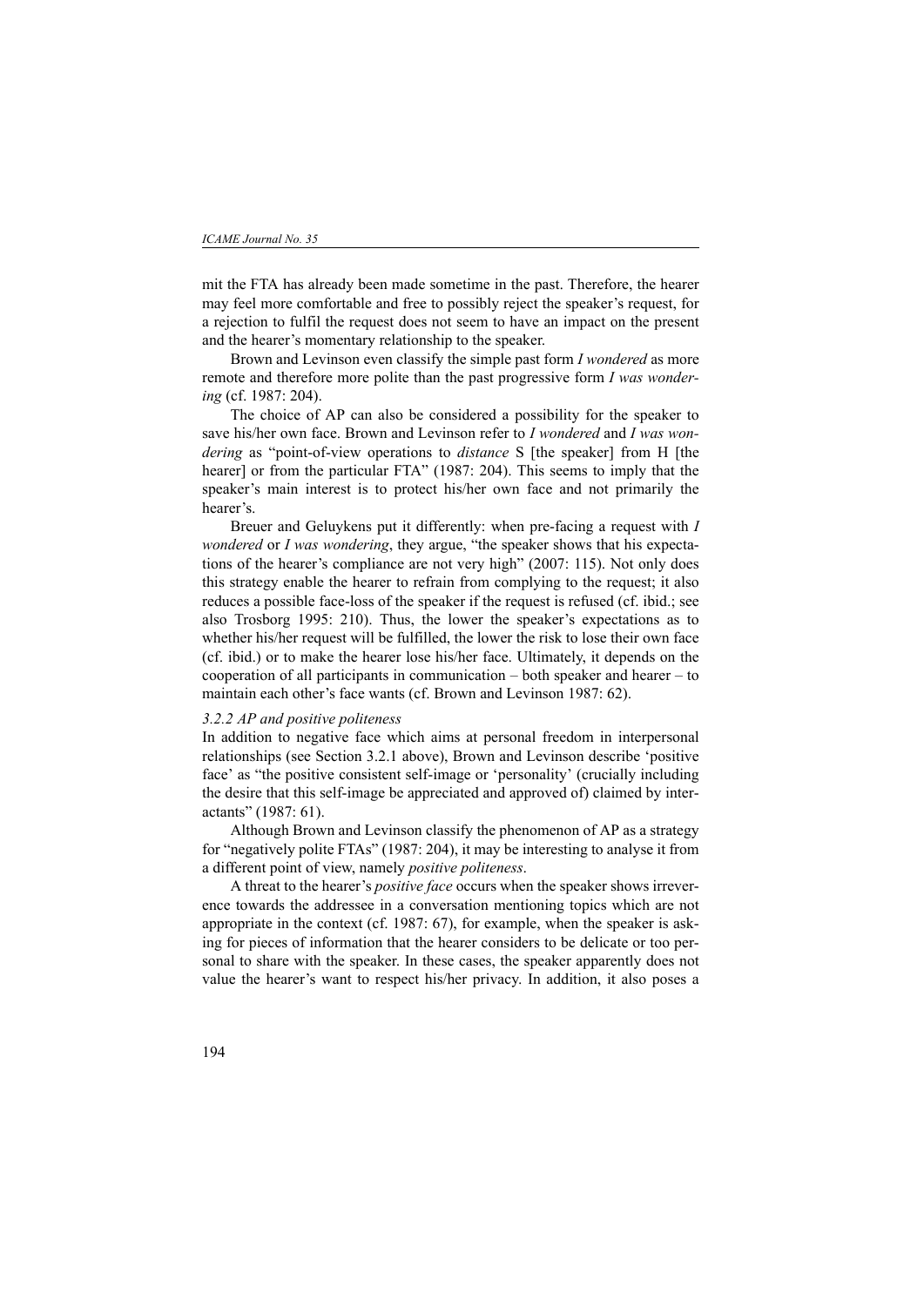mit the FTA has already been made sometime in the past. Therefore, the hearer may feel more comfortable and free to possibly reject the speaker's request, for a rejection to fulfil the request does not seem to have an impact on the present and the hearer's momentary relationship to the speaker.

Brown and Levinson even classify the simple past form *I wondered* as more remote and therefore more polite than the past progressive form *I was wondering* (cf. 1987: 204).

The choice of AP can also be considered a possibility for the speaker to save his/her own face. Brown and Levinson refer to *I wondered* and *I was wondering* as "point-of-view operations to *distance* S [the speaker] from H [the hearer] or from the particular FTA" (1987: 204). This seems to imply that the speaker's main interest is to protect his/her own face and not primarily the hearer's.

Breuer and Geluykens put it differently: when pre-facing a request with *I wondered* or *I was wondering*, they argue, "the speaker shows that his expectations of the hearer's compliance are not very high" (2007: 115). Not only does this strategy enable the hearer to refrain from complying to the request; it also reduces a possible face-loss of the speaker if the request is refused (cf. ibid.; see also Trosborg 1995: 210). Thus, the lower the speaker's expectations as to whether his/her request will be fulfilled, the lower the risk to lose their own face (cf. ibid.) or to make the hearer lose his/her face. Ultimately, it depends on the cooperation of all participants in communication – both speaker and hearer – to maintain each other's face wants (cf. Brown and Levinson 1987: 62).

#### *3.2.2 AP and positive politeness*

In addition to negative face which aims at personal freedom in interpersonal relationships (see Section 3.2.1 above), Brown and Levinson describe 'positive face' as "the positive consistent self-image or 'personality' (crucially including the desire that this self-image be appreciated and approved of) claimed by interactants" (1987: 61).

Although Brown and Levinson classify the phenomenon of AP as a strategy for "negatively polite FTAs" (1987: 204), it may be interesting to analyse it from a different point of view, namely *positive politeness*.

A threat to the hearer's *positive face* occurs when the speaker shows irreverence towards the addressee in a conversation mentioning topics which are not appropriate in the context (cf. 1987: 67), for example, when the speaker is asking for pieces of information that the hearer considers to be delicate or too personal to share with the speaker. In these cases, the speaker apparently does not value the hearer's want to respect his/her privacy. In addition, it also poses a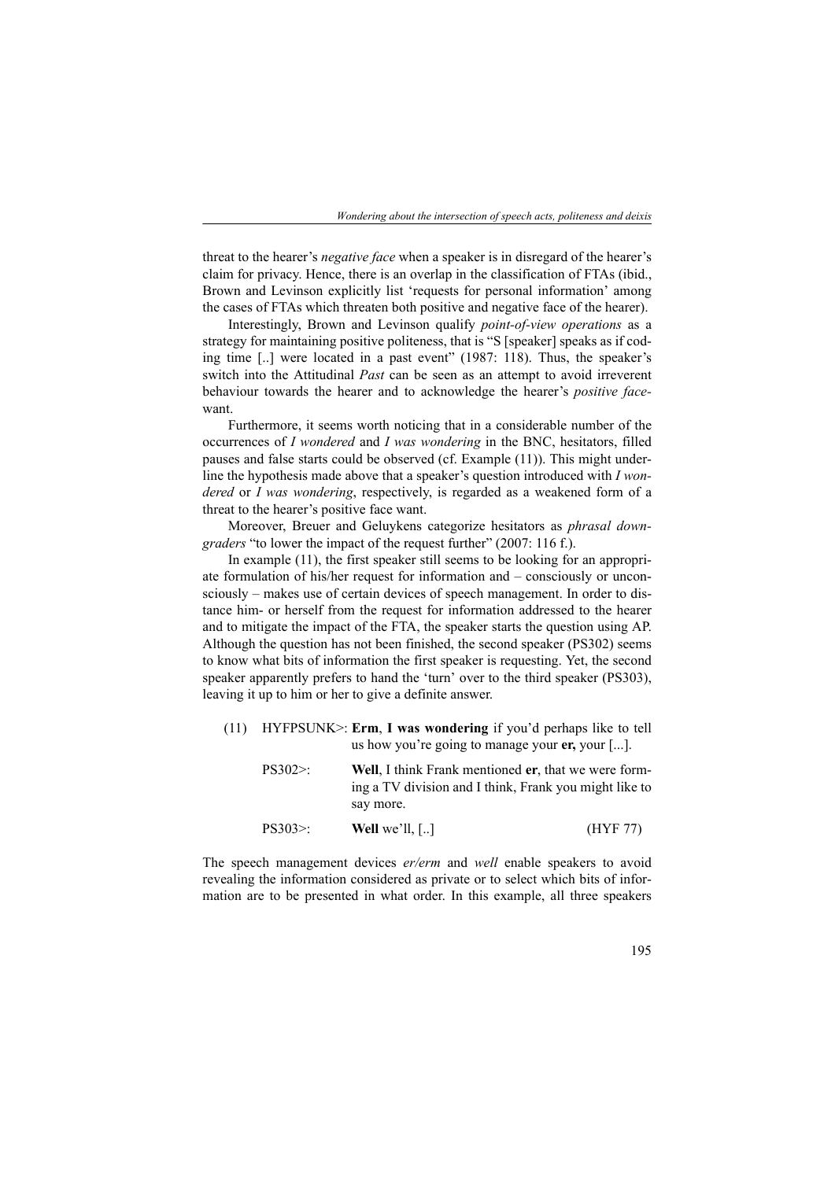threat to the hearer's *negative face* when a speaker is in disregard of the hearer's claim for privacy. Hence, there is an overlap in the classification of FTAs (ibid., Brown and Levinson explicitly list 'requests for personal information' among the cases of FTAs which threaten both positive and negative face of the hearer).

Interestingly, Brown and Levinson qualify *point-of-view operations* as a strategy for maintaining positive politeness, that is "S [speaker] speaks as if coding time [..] were located in a past event" (1987: 118). Thus, the speaker's switch into the Attitudinal *Past* can be seen as an attempt to avoid irreverent behaviour towards the hearer and to acknowledge the hearer's *positive face*-want.

Furthermore, it seems worth noticing that in a considerable number of the occurrences of *I wondered* and *I was wondering* in the BNC, hesitators, filled pauses and false starts could be observed (cf. Example (11)). This might underline the hypothesis made above that a speaker's question introduced with *I wondered* or *I was wondering*, respectively, is regarded as a weakened form of a threat to the hearer's positive face want.

Moreover, Breuer and Geluykens categorize hesitators as *phrasal downgraders* "to lower the impact of the request further" (2007: 116 f.).

In example (11), the first speaker still seems to be looking for an appropriate formulation of his/her request for information and – consciously or unconsciously – makes use of certain devices of speech management. In order to distance him- or herself from the request for information addressed to the hearer and to mitigate the impact of the FTA, the speaker starts the question using AP. Although the question has not been finished, the second speaker (PS302) seems to know what bits of information the first speaker is requesting. Yet, the second speaker apparently prefers to hand the 'turn' over to the third speaker (PS303), leaving it up to him or her to give a definite answer.

(11) HYFPSUNK>: **Erm**, **I was wondering** if you'd perhaps like to tell us how you're going to manage your **er,** your [...].

PS302>: **Well**, I think Frank mentioned **er**, that we were forming a TV division and I think, Frank you might like to say more.

PS303>: **Well** we'll, [..] (HYF 77)

The speech management devices *er/erm* and *well* enable speakers to avoid revealing the information considered as private or to select which bits of information are to be presented in what order. In this example, all three speakers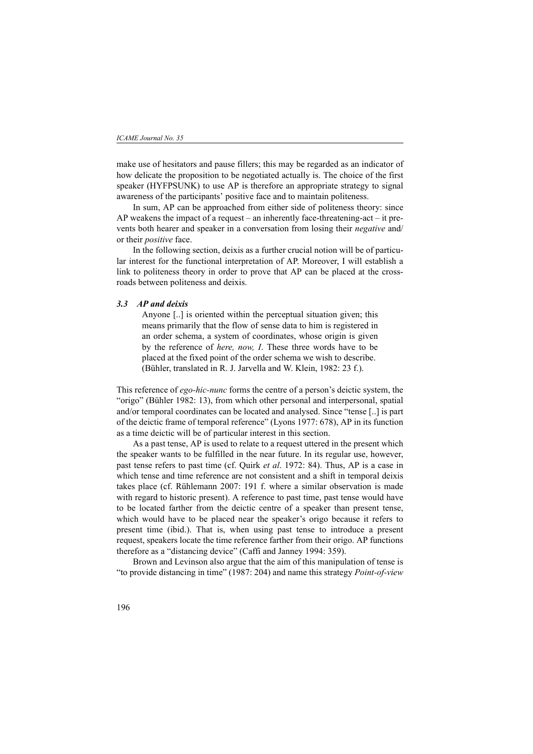make use of hesitators and pause fillers; this may be regarded as an indicator of how delicate the proposition to be negotiated actually is. The choice of the first speaker (HYFPSUNK) to use AP is therefore an appropriate strategy to signal awareness of the participants' positive face and to maintain politeness.

In sum, AP can be approached from either side of politeness theory: since AP weakens the impact of a request – an inherently face-threatening-act – it prevents both hearer and speaker in a conversation from losing their *negative* and/or their *positive* face.

In the following section, deixis as a further crucial notion will be of particular interest for the functional interpretation of AP. Moreover, I will establish a link to politeness theory in order to prove that AP can be placed at the crossroads between politeness and deixis.

### *3.3 AP and deixis*

> Anyone [..] is oriented within the perceptual situation given; this means primarily that the flow of sense data to him is registered in an order schema, a system of coordinates, whose origin is given by the reference of *here, now, I*. These three words have to be placed at the fixed point of the order schema we wish to describe. (Bühler, translated in R. J. Jarvella and W. Klein, 1982: 23 f.).

This reference of *ego-hic-nunc* forms the centre of a person's deictic system, the "origo" (Bühler 1982: 13), from which other personal and interpersonal, spatial and/or temporal coordinates can be located and analysed. Since "tense [..] is part of the deictic frame of temporal reference" (Lyons 1977: 678), AP in its function as a time deictic will be of particular interest in this section.

As a past tense, AP is used to relate to a request uttered in the present which the speaker wants to be fulfilled in the near future. In its regular use, however, past tense refers to past time (cf. Quirk *et al*. 1972: 84). Thus, AP is a case in which tense and time reference are not consistent and a shift in temporal deixis takes place (cf. Rühlemann 2007: 191 f. where a similar observation is made with regard to historic present). A reference to past time, past tense would have to be located farther from the deictic centre of a speaker than present tense, which would have to be placed near the speaker's origo because it refers to present time (ibid.). That is, when using past tense to introduce a present request, speakers locate the time reference farther from their origo. AP functions therefore as a "distancing device" (Caffi and Janney 1994: 359).

Brown and Levinson also argue that the aim of this manipulation of tense is "to provide distancing in time" (1987: 204) and name this strategy *Point-of-view*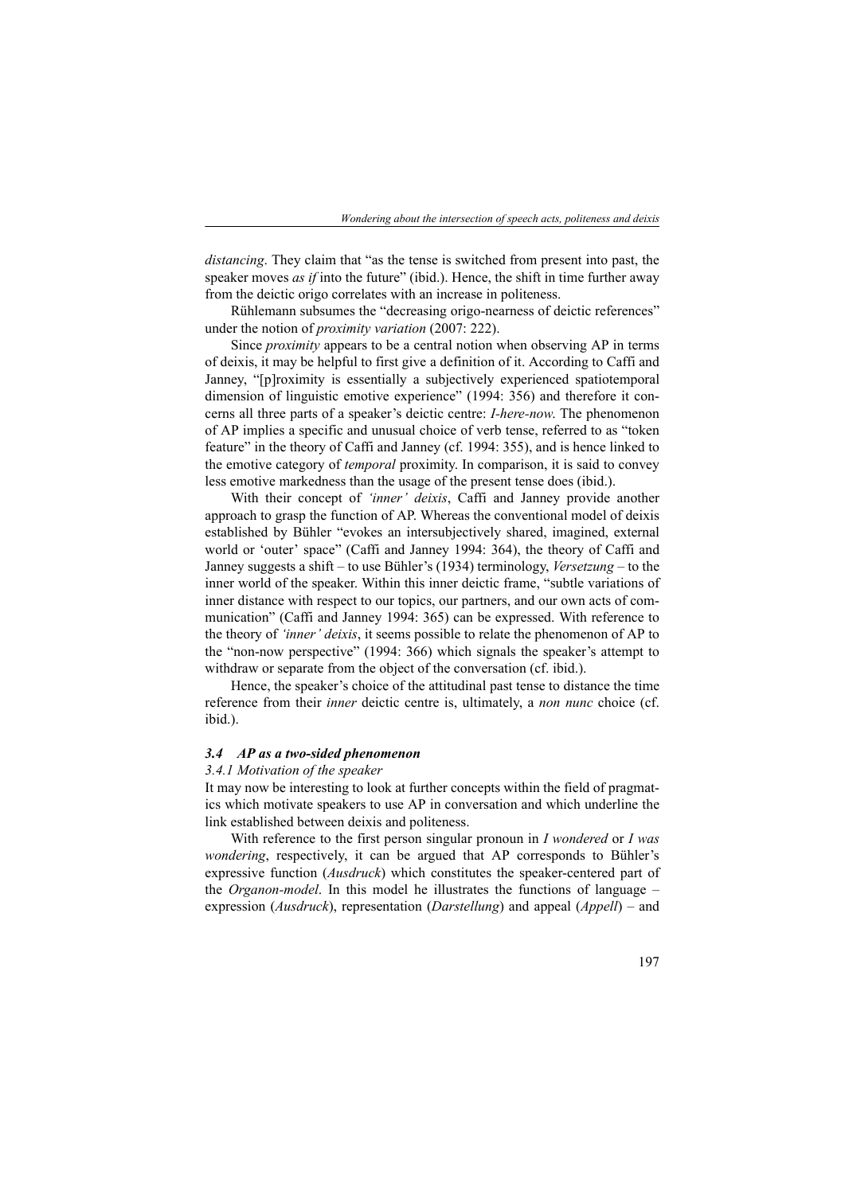*distancing*. They claim that "as the tense is switched from present into past, the speaker moves *as if* into the future" (ibid.). Hence, the shift in time further away from the deictic origo correlates with an increase in politeness.

Rühlemann subsumes the "decreasing origo-nearness of deictic references" under the notion of *proximity variation* (2007: 222).

Since *proximity* appears to be a central notion when observing AP in terms of deixis, it may be helpful to first give a definition of it. According to Caffi and Janney, "[p]roximity is essentially a subjectively experienced spatiotemporal dimension of linguistic emotive experience" (1994: 356) and therefore it concerns all three parts of a speaker's deictic centre: *I-here-now.* The phenomenon of AP implies a specific and unusual choice of verb tense, referred to as "token feature" in the theory of Caffi and Janney (cf. 1994: 355), and is hence linked to the emotive category of *temporal* proximity. In comparison, it is said to convey less emotive markedness than the usage of the present tense does (ibid.).

With their concept of *'inner' deixis*, Caffi and Janney provide another approach to grasp the function of AP. Whereas the conventional model of deixis established by Bühler "evokes an intersubjectively shared, imagined, external world or 'outer' space" (Caffi and Janney 1994: 364), the theory of Caffi and Janney suggests a shift – to use Bühler's (1934) terminology, *Versetzung* – to the inner world of the speaker. Within this inner deictic frame, "subtle variations of inner distance with respect to our topics, our partners, and our own acts of communication" (Caffi and Janney 1994: 365) can be expressed. With reference to the theory of *'inner' deixis*, it seems possible to relate the phenomenon of AP to the "non-now perspective" (1994: 366) which signals the speaker's attempt to withdraw or separate from the object of the conversation (cf. ibid.).

Hence, the speaker's choice of the attitudinal past tense to distance the time reference from their *inner* deictic centre is, ultimately, a *non nunc* choice (cf. ibid.).

### *3.4 AP as a two-sided phenomenon*

#### *3.4.1 Motivation of the speaker*

It may now be interesting to look at further concepts within the field of pragmatics which motivate speakers to use AP in conversation and which underline the link established between deixis and politeness.

With reference to the first person singular pronoun in *I wondered* or *I was wondering*, respectively, it can be argued that AP corresponds to Bühler's expressive function (*Ausdruck*) which constitutes the speaker-centered part of the *Organon-model*. In this model he illustrates the functions of language – expression (*Ausdruck*), representation (*Darstellung*) and appeal (*Appell*) – and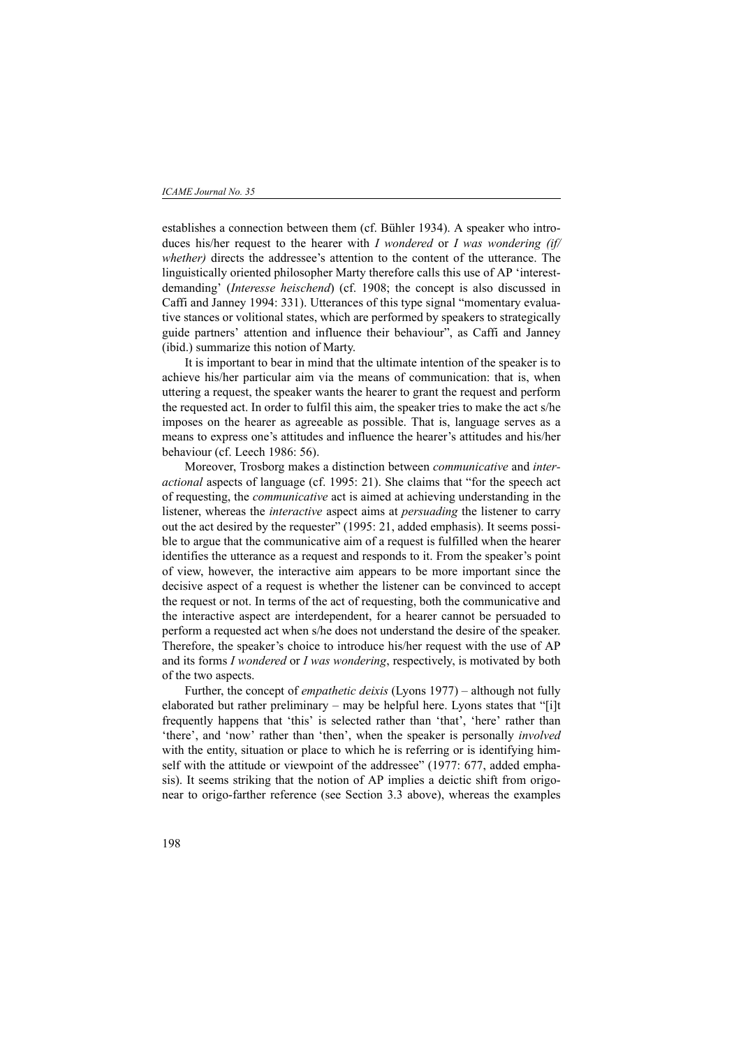establishes a connection between them (cf. Bühler 1934). A speaker who introduces his/her request to the hearer with *I wondered* or *I was wondering (if/ whether)* directs the addressee's attention to the content of the utterance. The linguistically oriented philosopher Marty therefore calls this use of AP 'interest-demanding' (*Interesse heischend*) (cf. 1908; the concept is also discussed in Caffi and Janney 1994: 331). Utterances of this type signal "momentary evaluative stances or volitional states, which are performed by speakers to strategically guide partners' attention and influence their behaviour", as Caffi and Janney (ibid.) summarize this notion of Marty.

It is important to bear in mind that the ultimate intention of the speaker is to achieve his/her particular aim via the means of communication: that is, when uttering a request, the speaker wants the hearer to grant the request and perform the requested act. In order to fulfil this aim, the speaker tries to make the act s/he imposes on the hearer as agreeable as possible. That is, language serves as a means to express one's attitudes and influence the hearer's attitudes and his/her behaviour (cf. Leech 1986: 56).

Moreover, Trosborg makes a distinction between *communicative* and *interactional* aspects of language (cf. 1995: 21). She claims that "for the speech act of requesting, the *communicative* act is aimed at achieving understanding in the listener, whereas the *interactive* aspect aims at *persuading* the listener to carry out the act desired by the requester" (1995: 21, added emphasis). It seems possible to argue that the communicative aim of a request is fulfilled when the hearer identifies the utterance as a request and responds to it. From the speaker's point of view, however, the interactive aim appears to be more important since the decisive aspect of a request is whether the listener can be convinced to accept the request or not. In terms of the act of requesting, both the communicative and the interactive aspect are interdependent, for a hearer cannot be persuaded to perform a requested act when s/he does not understand the desire of the speaker. Therefore, the speaker's choice to introduce his/her request with the use of AP and its forms *I wondered* or *I was wondering*, respectively, is motivated by both of the two aspects.

Further, the concept of *empathetic deixis* (Lyons 1977) – although not fully elaborated but rather preliminary – may be helpful here. Lyons states that "[i]t frequently happens that 'this' is selected rather than 'that', 'here' rather than 'there', and 'now' rather than 'then', when the speaker is personally *involved* with the entity, situation or place to which he is referring or is identifying himself with the attitude or viewpoint of the addressee" (1977: 677, added emphasis). It seems striking that the notion of AP implies a deictic shift from origo-near to origo-farther reference (see Section 3.3 above), whereas the examples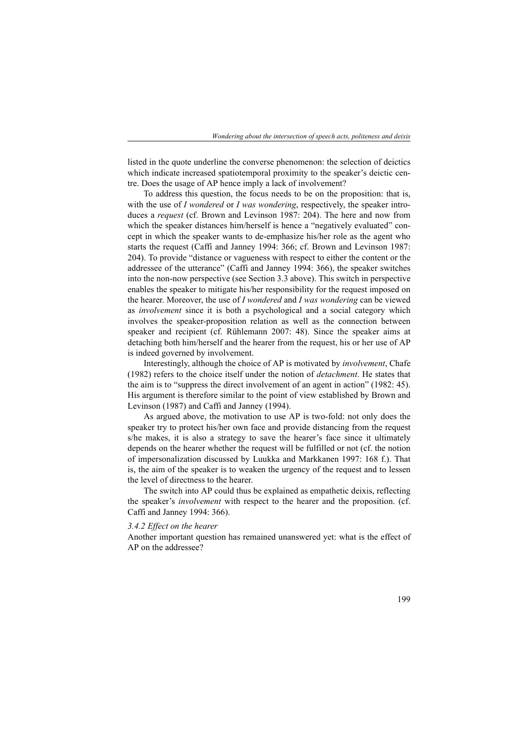listed in the quote underline the converse phenomenon: the selection of deictics which indicate increased spatiotemporal proximity to the speaker's deictic centre. Does the usage of AP hence imply a lack of involvement?

To address this question, the focus needs to be on the proposition: that is, with the use of *I wondered* or *I was wondering*, respectively, the speaker introduces a *request* (cf. Brown and Levinson 1987: 204). The here and now from which the speaker distances him/herself is hence a "negatively evaluated" concept in which the speaker wants to de-emphasize his/her role as the agent who starts the request (Caffi and Janney 1994: 366; cf. Brown and Levinson 1987: 204). To provide "distance or vagueness with respect to either the content or the addressee of the utterance" (Caffi and Janney 1994: 366), the speaker switches into the non-now perspective (see Section 3.3 above). This switch in perspective enables the speaker to mitigate his/her responsibility for the request imposed on the hearer. Moreover, the use of *I wondered* and *I was wondering* can be viewed as *involvement* since it is both a psychological and a social category which involves the speaker-proposition relation as well as the connection between speaker and recipient (cf. Rühlemann 2007: 48). Since the speaker aims at detaching both him/herself and the hearer from the request, his or her use of AP is indeed governed by involvement.

Interestingly, although the choice of AP is motivated by *involvement*, Chafe (1982) refers to the choice itself under the notion of *detachment*. He states that the aim is to "suppress the direct involvement of an agent in action" (1982: 45). His argument is therefore similar to the point of view established by Brown and Levinson (1987) and Caffi and Janney (1994).

As argued above, the motivation to use AP is two-fold: not only does the speaker try to protect his/her own face and provide distancing from the request s/he makes, it is also a strategy to save the hearer's face since it ultimately depends on the hearer whether the request will be fulfilled or not (cf. the notion of impersonalization discussed by Luukka and Markkanen 1997: 168 f.). That is, the aim of the speaker is to weaken the urgency of the request and to lessen the level of directness to the hearer.

The switch into AP could thus be explained as empathetic deixis, reflecting the speaker's *involvement* with respect to the hearer and the proposition. (cf. Caffi and Janney 1994: 366).

#### *3.4.2 Effect on the hearer*

Another important question has remained unanswered yet: what is the effect of AP on the addressee?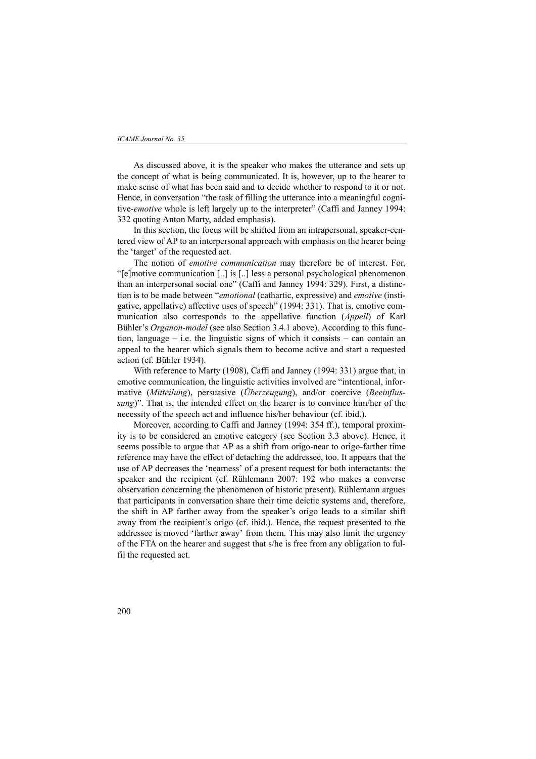As discussed above, it is the speaker who makes the utterance and sets up the concept of what is being communicated. It is, however, up to the hearer to make sense of what has been said and to decide whether to respond to it or not. Hence, in conversation "the task of filling the utterance into a meaningful cognitive-*emotive* whole is left largely up to the interpreter" (Caffi and Janney 1994: 332 quoting Anton Marty, added emphasis).

In this section, the focus will be shifted from an intrapersonal, speaker-centered view of AP to an interpersonal approach with emphasis on the hearer being the 'target' of the requested act.

The notion of *emotive communication* may therefore be of interest. For, "[e]motive communication [..] is [..] less a personal psychological phenomenon than an interpersonal social one" (Caffi and Janney 1994: 329). First, a distinction is to be made between "*emotional* (cathartic, expressive) and *emotive* (instigative, appellative) affective uses of speech" (1994: 331). That is, emotive communication also corresponds to the appellative function (*Appell*) of Karl Bühler's *Organon-model* (see also Section 3.4.1 above). According to this function, language – i.e. the linguistic signs of which it consists – can contain an appeal to the hearer which signals them to become active and start a requested action (cf. Bühler 1934).

With reference to Marty (1908), Caffi and Janney (1994: 331) argue that, in emotive communication, the linguistic activities involved are "intentional, informative (*Mitteilung*), persuasive (*Überzeugung*), and/or coercive (*Beeinflussung*)". That is, the intended effect on the hearer is to convince him/her of the necessity of the speech act and influence his/her behaviour (cf. ibid.).

Moreover, according to Caffi and Janney (1994: 354 ff.), temporal proximity is to be considered an emotive category (see Section 3.3 above). Hence, it seems possible to argue that AP as a shift from origo-near to origo-farther time reference may have the effect of detaching the addressee, too. It appears that the use of AP decreases the 'nearness' of a present request for both interactants: the speaker and the recipient (cf. Rühlemann 2007: 192 who makes a converse observation concerning the phenomenon of historic present). Rühlemann argues that participants in conversation share their time deictic systems and, therefore, the shift in AP farther away from the speaker's origo leads to a similar shift away from the recipient's origo (cf. ibid.). Hence, the request presented to the addressee is moved 'farther away' from them. This may also limit the urgency of the FTA on the hearer and suggest that s/he is free from any obligation to fulfil the requested act.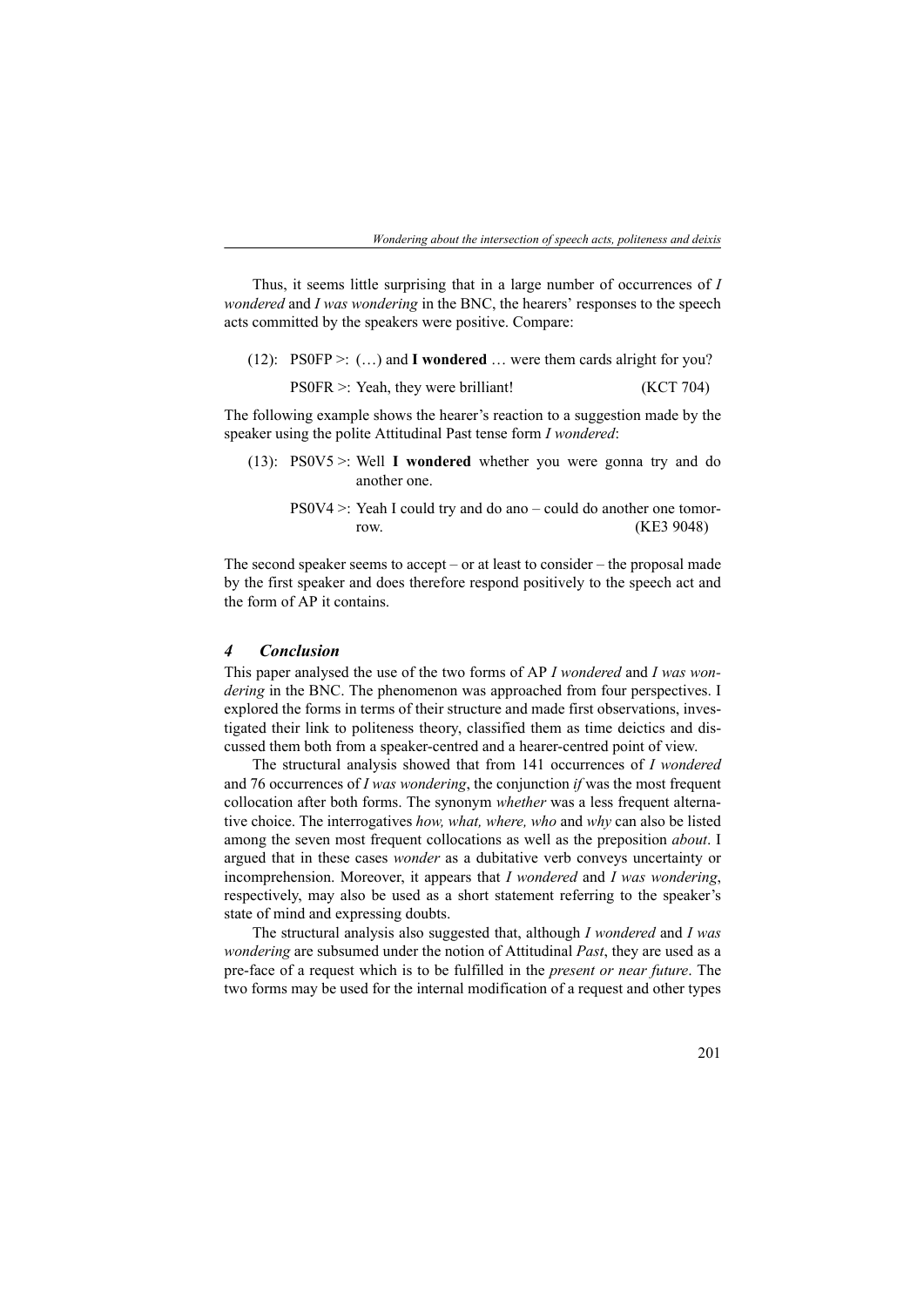Thus, it seems little surprising that in a large number of occurrences of *I wondered* and *I was wondering* in the BNC, the hearers' responses to the speech acts committed by the speakers were positive. Compare:

(12): PS0FP >: (…) and **I wondered** … were them cards alright for you?

PS0FR >: Yeah, they were brilliant! (KCT 704)

The following example shows the hearer's reaction to a suggestion made by the speaker using the polite Attitudinal Past tense form *I wondered*:

(13): PS0V5 >: Well **I wondered** whether you were gonna try and do another one.

PS0V4 >: Yeah I could try and do ano – could do another one tomorrow. (KE3 9048)

The second speaker seems to accept – or at least to consider – the proposal made by the first speaker and does therefore respond positively to the speech act and the form of AP it contains.

## *4 Conclusion*

This paper analysed the use of the two forms of AP *I wondered* and *I was wondering* in the BNC. The phenomenon was approached from four perspectives. I explored the forms in terms of their structure and made first observations, investigated their link to politeness theory, classified them as time deictics and discussed them both from a speaker-centred and a hearer-centred point of view.

The structural analysis showed that from 141 occurrences of *I wondered* and 76 occurrences of *I was wondering*, the conjunction *if* was the most frequent collocation after both forms. The synonym *whether* was a less frequent alternative choice. The interrogatives *how, what, where, who* and *why* can also be listed among the seven most frequent collocations as well as the preposition *about*. I argued that in these cases *wonder* as a dubitative verb conveys uncertainty or incomprehension. Moreover, it appears that *I wondered* and *I was wondering*, respectively, may also be used as a short statement referring to the speaker's state of mind and expressing doubts.

The structural analysis also suggested that, although *I wondered* and *I was wondering* are subsumed under the notion of Attitudinal *Past*, they are used as a pre-face of a request which is to be fulfilled in the *present or near future*. The two forms may be used for the internal modification of a request and other types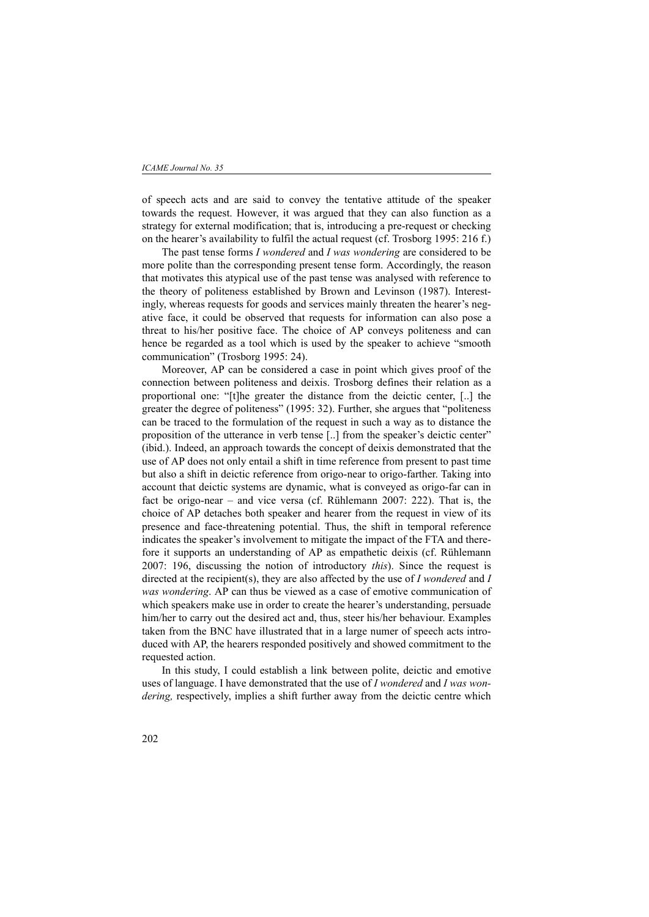of speech acts and are said to convey the tentative attitude of the speaker towards the request. However, it was argued that they can also function as a strategy for external modification; that is, introducing a pre-request or checking on the hearer's availability to fulfil the actual request (cf. Trosborg 1995: 216 f.)

The past tense forms *I wondered* and *I was wondering* are considered to be more polite than the corresponding present tense form. Accordingly, the reason that motivates this atypical use of the past tense was analysed with reference to the theory of politeness established by Brown and Levinson (1987). Interestingly, whereas requests for goods and services mainly threaten the hearer's negative face, it could be observed that requests for information can also pose a threat to his/her positive face. The choice of AP conveys politeness and can hence be regarded as a tool which is used by the speaker to achieve "smooth communication" (Trosborg 1995: 24).

Moreover, AP can be considered a case in point which gives proof of the connection between politeness and deixis. Trosborg defines their relation as a proportional one: "[t]he greater the distance from the deictic center, [..] the greater the degree of politeness" (1995: 32). Further, she argues that "politeness can be traced to the formulation of the request in such a way as to distance the proposition of the utterance in verb tense [..] from the speaker's deictic center" (ibid.). Indeed, an approach towards the concept of deixis demonstrated that the use of AP does not only entail a shift in time reference from present to past time but also a shift in deictic reference from origo-near to origo-farther. Taking into account that deictic systems are dynamic, what is conveyed as origo-far can in fact be origo-near – and vice versa (cf. Rühlemann 2007: 222). That is, the choice of AP detaches both speaker and hearer from the request in view of its presence and face-threatening potential. Thus, the shift in temporal reference indicates the speaker's involvement to mitigate the impact of the FTA and therefore it supports an understanding of AP as empathetic deixis (cf. Rühlemann 2007: 196, discussing the notion of introductory *this*). Since the request is directed at the recipient(s), they are also affected by the use of *I wondered* and *I was wondering*. AP can thus be viewed as a case of emotive communication of which speakers make use in order to create the hearer's understanding, persuade him/her to carry out the desired act and, thus, steer his/her behaviour. Examples taken from the BNC have illustrated that in a large numer of speech acts introduced with AP, the hearers responded positively and showed commitment to the requested action.

In this study, I could establish a link between polite, deictic and emotive uses of language. I have demonstrated that the use of *I wondered* and *I was wondering,* respectively, implies a shift further away from the deictic centre which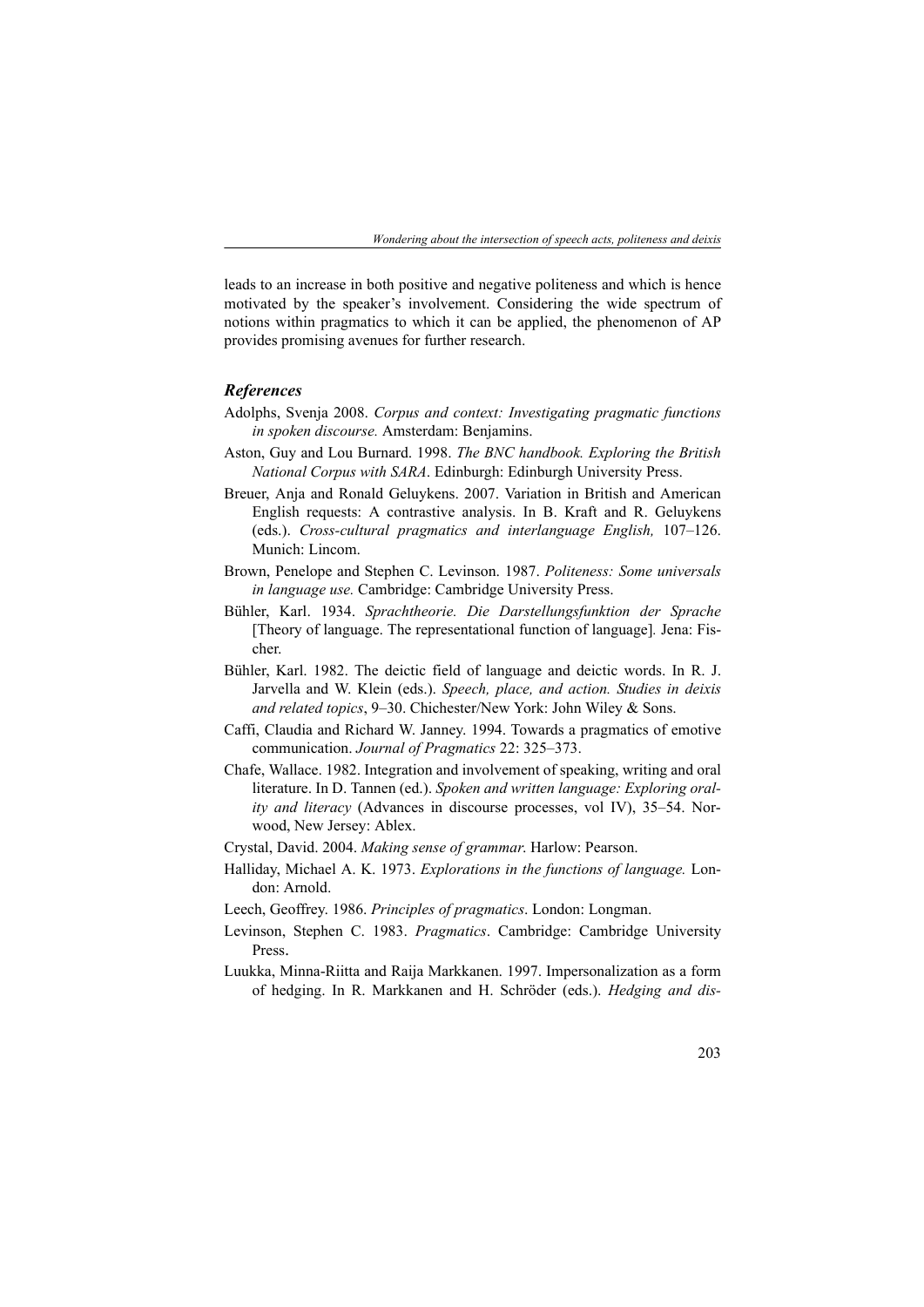leads to an increase in both positive and negative politeness and which is hence motivated by the speaker's involvement. Considering the wide spectrum of notions within pragmatics to which it can be applied, the phenomenon of AP provides promising avenues for further research.

### *References*

Adolphs, Svenja 2008. *Corpus and context: Investigating pragmatic functions in spoken discourse.* Amsterdam: Benjamins.

Aston, Guy and Lou Burnard. 1998. *The BNC handbook. Exploring the British National Corpus with SARA*. Edinburgh: Edinburgh University Press.

Breuer, Anja and Ronald Geluykens. 2007. Variation in British and American English requests: A contrastive analysis. In B. Kraft and R. Geluykens (eds.). *Cross-cultural pragmatics and interlanguage English,* 107–126. Munich: Lincom.

Brown, Penelope and Stephen C. Levinson. 1987. *Politeness: Some universals in language use.* Cambridge: Cambridge University Press.

Bühler, Karl. 1934. *Sprachtheorie. Die Darstellungsfunktion der Sprache* [Theory of language. The representational function of language]. Jena: Fischer.

Bühler, Karl. 1982. The deictic field of language and deictic words. In R. J. Jarvella and W. Klein (eds.). *Speech, place, and action. Studies in deixis and related topics*, 9–30. Chichester/New York: John Wiley & Sons.

Caffi, Claudia and Richard W. Janney. 1994. Towards a pragmatics of emotive communication. *Journal of Pragmatics* 22: 325–373.

Chafe, Wallace. 1982. Integration and involvement of speaking, writing and oral literature. In D. Tannen (ed.). *Spoken and written language: Exploring orality and literacy* (Advances in discourse processes, vol IV), 35–54. Norwood, New Jersey: Ablex.

Crystal, David. 2004. *Making sense of grammar*. Harlow: Pearson.

Halliday, Michael A. K. 1973. *Explorations in the functions of language.* London: Arnold.

Leech, Geoffrey. 1986. *Principles of pragmatics*. London: Longman.

Levinson, Stephen C. 1983. *Pragmatics*. Cambridge: Cambridge University Press.

Luukka, Minna-Riitta and Raija Markkanen. 1997. Impersonalization as a form of hedging. In R. Markkanen and H. Schröder (eds.). *Hedging and dis-*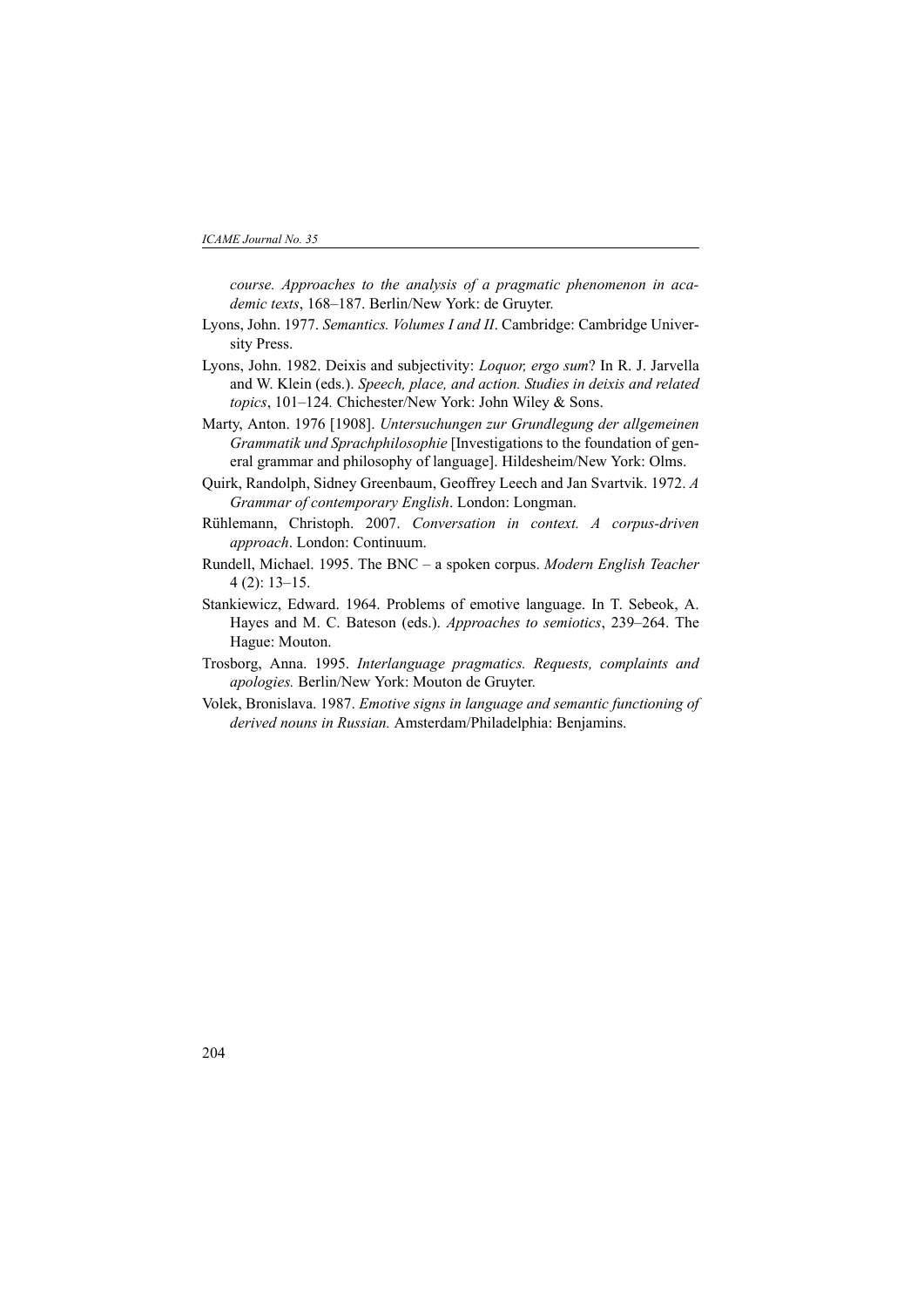*course. Approaches to the analysis of a pragmatic phenomenon in academic texts*, 168–187. Berlin/New York: de Gruyter.

Lyons, John. 1977. *Semantics. Volumes I and II*. Cambridge: Cambridge University Press.

Lyons, John. 1982. Deixis and subjectivity: *Loquor, ergo sum*? In R. J. Jarvella and W. Klein (eds.). *Speech, place, and action. Studies in deixis and related topics*, 101–124. Chichester/New York: John Wiley & Sons.

Marty, Anton. 1976 [1908]. *Untersuchungen zur Grundlegung der allgemeinen Grammatik und Sprachphilosophie* [Investigations to the foundation of general grammar and philosophy of language]. Hildesheim/New York: Olms.

Quirk, Randolph, Sidney Greenbaum, Geoffrey Leech and Jan Svartvik. 1972. *A Grammar of contemporary English*. London: Longman.

Rühlemann, Christoph. 2007. *Conversation in context. A corpus-driven approach*. London: Continuum.

Rundell, Michael. 1995. The BNC – a spoken corpus. *Modern English Teacher* 4 (2): 13–15.

Stankiewicz, Edward. 1964. Problems of emotive language. In T. Sebeok, A. Hayes and M. C. Bateson (eds.). *Approaches to semiotics*, 239–264. The Hague: Mouton.

Trosborg, Anna. 1995. *Interlanguage pragmatics. Requests, complaints and apologies.* Berlin/New York: Mouton de Gruyter.

Volek, Bronislava. 1987. *Emotive signs in language and semantic functioning of derived nouns in Russian.* Amsterdam/Philadelphia: Benjamins.